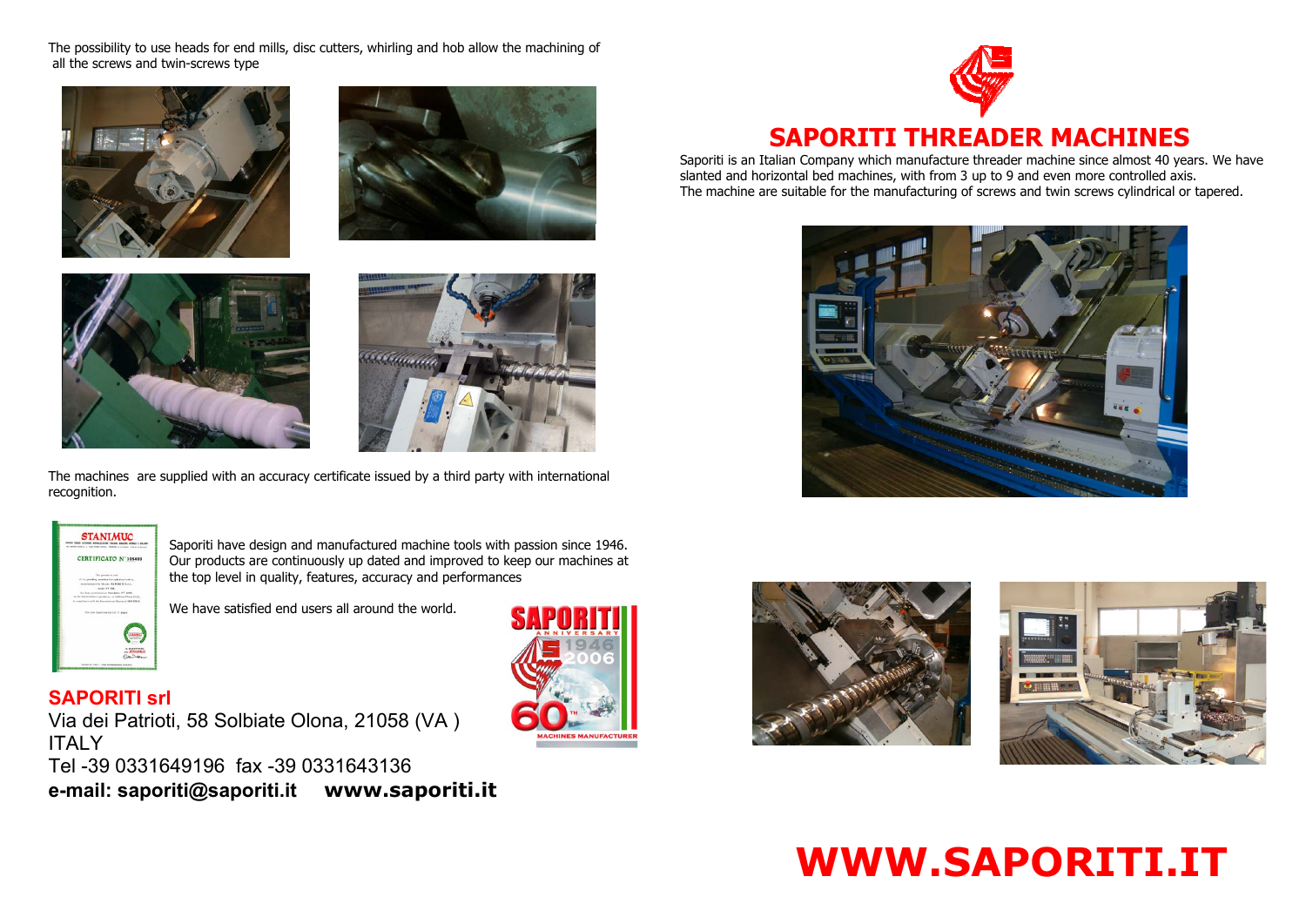The possibility to use heads for end mills, disc cutters, whirling and hob allow the machining of all the screws and twin-screws type

The machines are supplied with an accuracy certificate issued by a third party with international recognition.

Saporiti have design and manufactured machine tools with passion since 1946. Our products are continuously up dated and improved to keep our machines at the top level in quality, features, accuracy and performances

We have satisfied end users all around the world.

**SAPORITI srl**

Via dei Patrioti, 58 Solbiate Olona, 21058 (VA )
ITALY
Tel -39 0331649196 fax -39 0331643136
**e-mail: saporiti@saporiti.it www.saporiti.it**

# SAPORITI THREADER MACHINES

Saporiti is an Italian Company which manufacture threader machine since almost 40 years. We have slanted and horizontal bed machines, with from 3 up to 9 and even more controlled axis.
The machine are suitable for the manufacturing of screws and twin screws cylindrical or tapered.

# WWW.SAPORITI.IT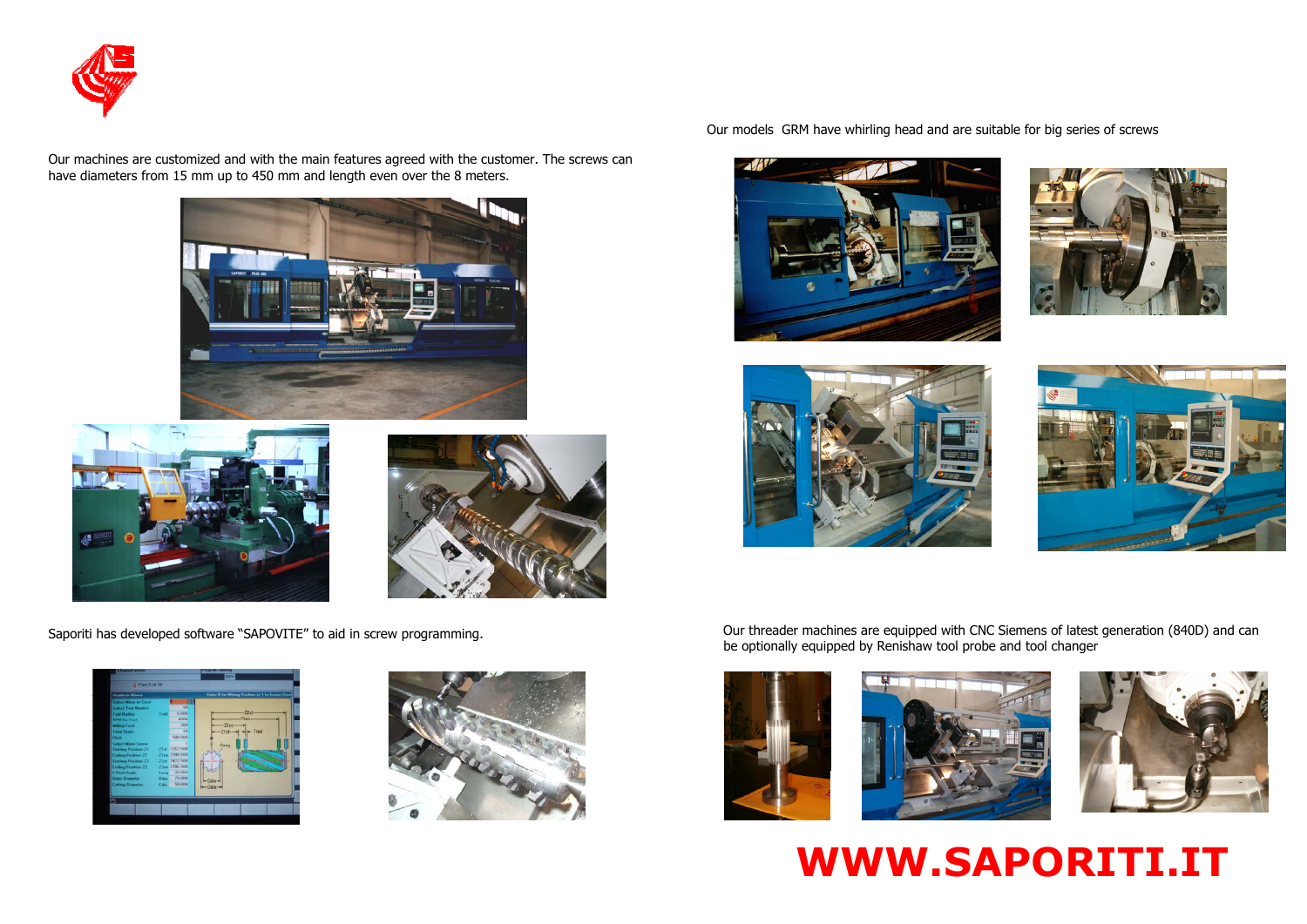Our machines are customized and with the main features agreed with the customer. The screws can have diameters from 15 mm up to 450 mm and length even over the 8 meters.

Saporiti has developed software "SAPOVITE" to aid in screw programming.

Our models GRM have whirling head and are suitable for big series of screws

Our threader machines are equipped with CNC Siemens of latest generation (840D) and can be optionally equipped by Renishaw tool probe and tool changer

**WWW.SAPORITI.IT**